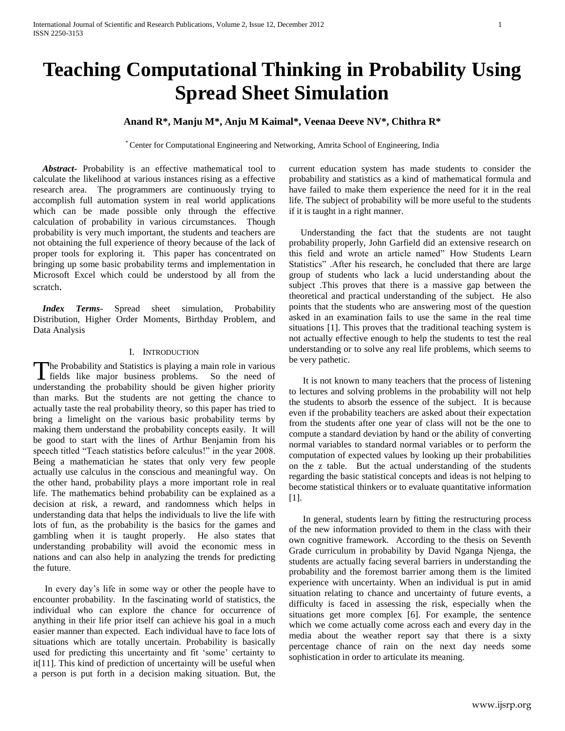# Teaching Computational Thinking in Probability Using Spread Sheet Simulation

**Anand R\*, Manju M\*, Anju M Kaimal\*, Veenaa Deeve NV\*, Chithra R\***

\* Center for Computational Engineering and Networking, Amrita School of Engineering, India

***Abstract***- Probability is an effective mathematical tool to calculate the likelihood at various instances rising as a effective research area. The programmers are continuously trying to accomplish full automation system in real world applications which can be made possible only through the effective calculation of probability in various circumstances. Though probability is very much important, the students and teachers are not obtaining the full experience of theory because of the lack of proper tools for exploring it. This paper has concentrated on bringing up some basic probability terms and implementation in Microsoft Excel which could be understood by all from the scratch.

***Index Terms***- Spread sheet simulation, Probability Distribution, Higher Order Moments, Birthday Problem, and Data Analysis

## I. Introduction

The Probability and Statistics is playing a main role in various fields like major business problems. So the need of understanding the probability should be given higher priority than marks. But the students are not getting the chance to actually taste the real probability theory, so this paper has tried to bring a limelight on the various basic probability terms by making them understand the probability concepts easily. It will be good to start with the lines of Arthur Benjamin from his speech titled "Teach statistics before calculus!" in the year 2008. Being a mathematician he states that only very few people actually use calculus in the conscious and meaningful way. On the other hand, probability plays a more important role in real life. The mathematics behind probability can be explained as a decision at risk, a reward, and randomness which helps in understanding data that helps the individuals to live the life with lots of fun, as the probability is the basics for the games and gambling when it is taught properly. He also states that understanding probability will avoid the economic mess in nations and can also help in analyzing the trends for predicting the future.

In every day's life in some way or other the people have to encounter probability. In the fascinating world of statistics, the individual who can explore the chance for occurrence of anything in their life prior itself can achieve his goal in a much easier manner than expected. Each individual have to face lots of situations which are totally uncertain. Probability is basically used for predicting this uncertainty and fit 'some' certainty to it[11]. This kind of prediction of uncertainty will be useful when a person is put forth in a decision making situation. But, the current education system has made students to consider the probability and statistics as a kind of mathematical formula and have failed to make them experience the need for it in the real life. The subject of probability will be more useful to the students if it is taught in a right manner.

Understanding the fact that the students are not taught probability properly, John Garfield did an extensive research on this field and wrote an article named" How Students Learn Statistics" .After his research, he concluded that there are large group of students who lack a lucid understanding about the subject .This proves that there is a massive gap between the theoretical and practical understanding of the subject. He also points that the students who are answering most of the question asked in an examination fails to use the same in the real time situations [1]. This proves that the traditional teaching system is not actually effective enough to help the students to test the real understanding or to solve any real life problems, which seems to be very pathetic.

It is not known to many teachers that the process of listening to lectures and solving problems in the probability will not help the students to absorb the essence of the subject. It is because even if the probability teachers are asked about their expectation from the students after one year of class will not be the one to compute a standard deviation by hand or the ability of converting normal variables to standard normal variables or to perform the computation of expected values by looking up their probabilities on the z table. But the actual understanding of the students regarding the basic statistical concepts and ideas is not helping to become statistical thinkers or to evaluate quantitative information [1].

In general, students learn by fitting the restructuring process of the new information provided to them in the class with their own cognitive framework. According to the thesis on Seventh Grade curriculum in probability by David Nganga Njenga, the students are actually facing several barriers in understanding the probability and the foremost barrier among them is the limited experience with uncertainty. When an individual is put in amid situation relating to chance and uncertainty of future events, a difficulty is faced in assessing the risk, especially when the situations get more complex [6]. For example, the sentence which we come actually come across each and every day in the media about the weather report say that there is a sixty percentage chance of rain on the next day needs some sophistication in order to articulate its meaning.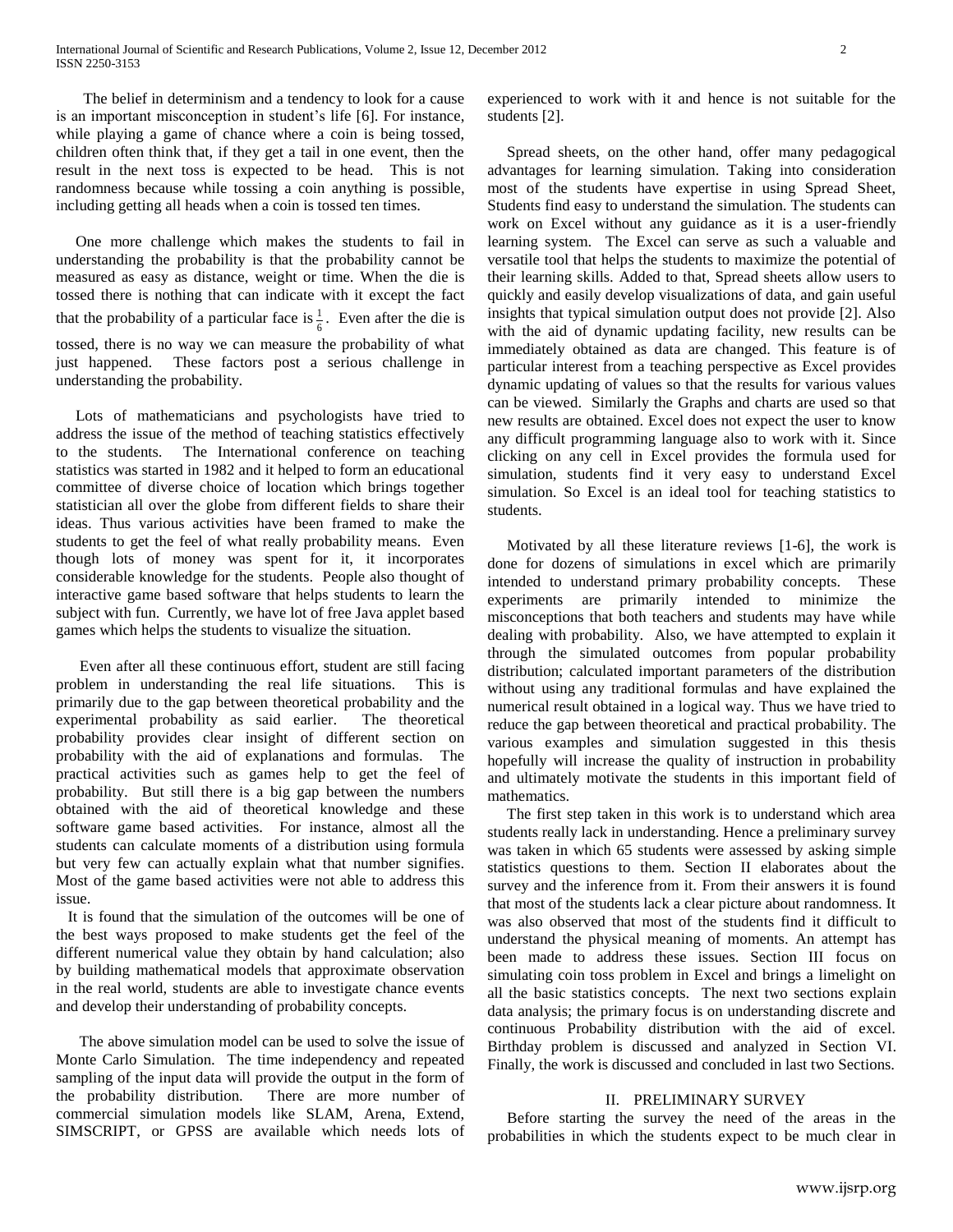The belief in determinism and a tendency to look for a cause is an important misconception in student's life [6]. For instance, while playing a game of chance where a coin is being tossed, children often think that, if they get a tail in one event, then the result in the next toss is expected to be head. This is not randomness because while tossing a coin anything is possible, including getting all heads when a coin is tossed ten times.

One more challenge which makes the students to fail in understanding the probability is that the probability cannot be measured as easy as distance, weight or time. When the die is tossed there is nothing that can indicate with it except the fact that the probability of a particular face is $\frac{1}{6}$. Even after the die is tossed, there is no way we can measure the probability of what just happened. These factors post a serious challenge in understanding the probability.

Lots of mathematicians and psychologists have tried to address the issue of the method of teaching statistics effectively to the students. The International conference on teaching statistics was started in 1982 and it helped to form an educational committee of diverse choice of location which brings together statistician all over the globe from different fields to share their ideas. Thus various activities have been framed to make the students to get the feel of what really probability means. Even though lots of money was spent for it, it incorporates considerable knowledge for the students. People also thought of interactive game based software that helps students to learn the subject with fun. Currently, we have lot of free Java applet based games which helps the students to visualize the situation.

Even after all these continuous effort, student are still facing problem in understanding the real life situations. This is primarily due to the gap between theoretical probability and the experimental probability as said earlier. The theoretical probability provides clear insight of different section on probability with the aid of explanations and formulas. The practical activities such as games help to get the feel of probability. But still there is a big gap between the numbers obtained with the aid of theoretical knowledge and these software game based activities. For instance, almost all the students can calculate moments of a distribution using formula but very few can actually explain what that number signifies. Most of the game based activities were not able to address this issue.

It is found that the simulation of the outcomes will be one of the best ways proposed to make students get the feel of the different numerical value they obtain by hand calculation; also by building mathematical models that approximate observation in the real world, students are able to investigate chance events and develop their understanding of probability concepts.

The above simulation model can be used to solve the issue of Monte Carlo Simulation. The time independency and repeated sampling of the input data will provide the output in the form of the probability distribution. There are more number of commercial simulation models like SLAM, Arena, Extend, SIMSCRIPT, or GPSS are available which needs lots of experienced to work with it and hence is not suitable for the students [2].

Spread sheets, on the other hand, offer many pedagogical advantages for learning simulation. Taking into consideration most of the students have expertise in using Spread Sheet, Students find easy to understand the simulation. The students can work on Excel without any guidance as it is a user-friendly learning system. The Excel can serve as such a valuable and versatile tool that helps the students to maximize the potential of their learning skills. Added to that, Spread sheets allow users to quickly and easily develop visualizations of data, and gain useful insights that typical simulation output does not provide [2]. Also with the aid of dynamic updating facility, new results can be immediately obtained as data are changed. This feature is of particular interest from a teaching perspective as Excel provides dynamic updating of values so that the results for various values can be viewed. Similarly the Graphs and charts are used so that new results are obtained. Excel does not expect the user to know any difficult programming language also to work with it. Since clicking on any cell in Excel provides the formula used for simulation, students find it very easy to understand Excel simulation. So Excel is an ideal tool for teaching statistics to students.

Motivated by all these literature reviews [1-6], the work is done for dozens of simulations in excel which are primarily intended to understand primary probability concepts. These experiments are primarily intended to minimize the misconceptions that both teachers and students may have while dealing with probability. Also, we have attempted to explain it through the simulated outcomes from popular probability distribution; calculated important parameters of the distribution without using any traditional formulas and have explained the numerical result obtained in a logical way. Thus we have tried to reduce the gap between theoretical and practical probability. The various examples and simulation suggested in this thesis hopefully will increase the quality of instruction in probability and ultimately motivate the students in this important field of mathematics.

The first step taken in this work is to understand which area students really lack in understanding. Hence a preliminary survey was taken in which 65 students were assessed by asking simple statistics questions to them. Section II elaborates about the survey and the inference from it. From their answers it is found that most of the students lack a clear picture about randomness. It was also observed that most of the students find it difficult to understand the physical meaning of moments. An attempt has been made to address these issues. Section III focus on simulating coin toss problem in Excel and brings a limelight on all the basic statistics concepts. The next two sections explain data analysis; the primary focus is on understanding discrete and continuous Probability distribution with the aid of excel. Birthday problem is discussed and analyzed in Section VI. Finally, the work is discussed and concluded in last two Sections.

## II. Preliminary Survey

Before starting the survey the need of the areas in the probabilities in which the students expect to be much clear in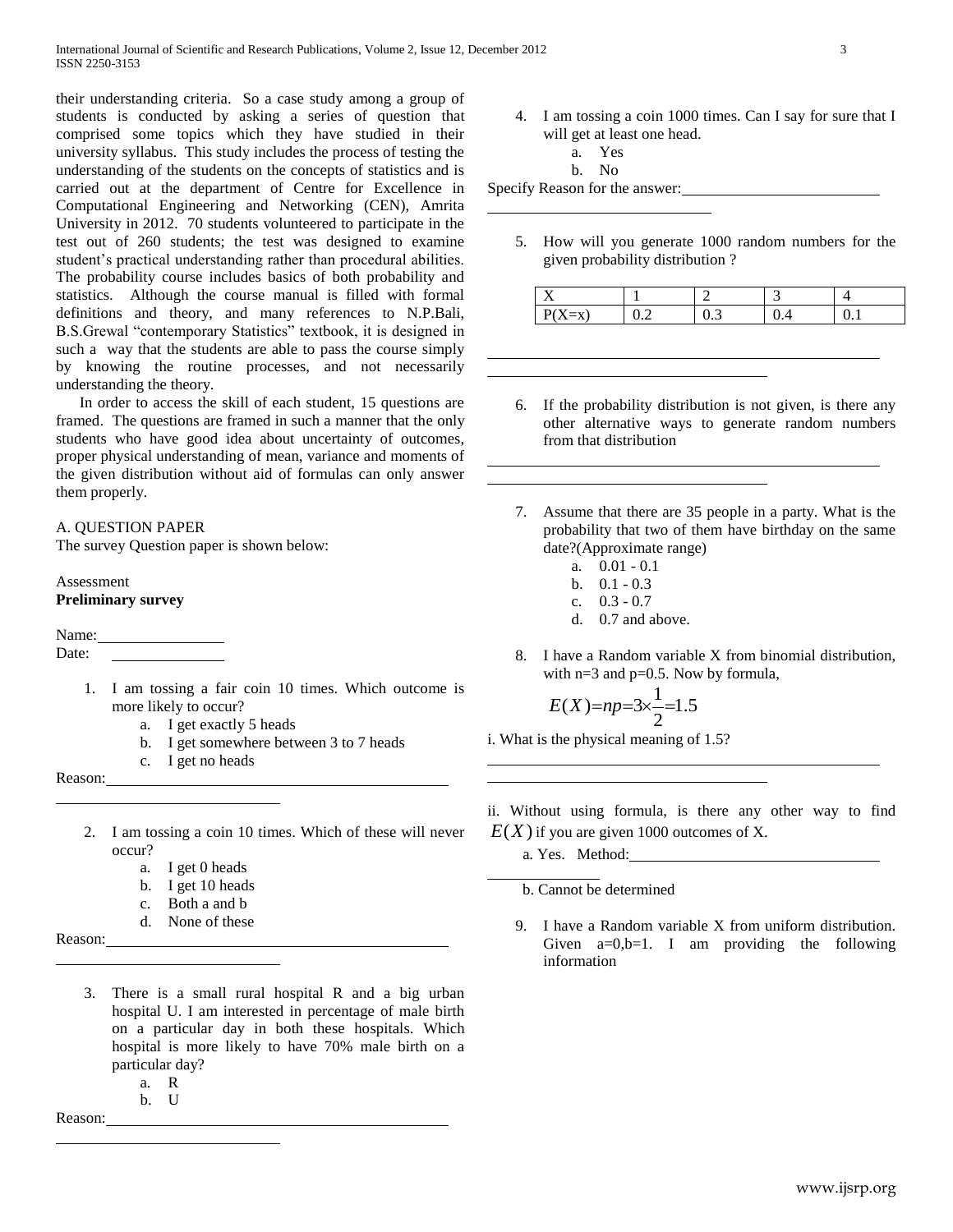their understanding criteria. So a case study among a group of students is conducted by asking a series of question that comprised some topics which they have studied in their university syllabus. This study includes the process of testing the understanding of the students on the concepts of statistics and is carried out at the department of Centre for Excellence in Computational Engineering and Networking (CEN), Amrita University in 2012. 70 students volunteered to participate in the test out of 260 students; the test was designed to examine student's practical understanding rather than procedural abilities. The probability course includes basics of both probability and statistics. Although the course manual is filled with formal definitions and theory, and many references to N.P.Bali, B.S.Grewal "contemporary Statistics" textbook, it is designed in such a way that the students are able to pass the course simply by knowing the routine processes, and not necessarily understanding the theory.

In order to access the skill of each student, 15 questions are framed. The questions are framed in such a manner that the only students who have good idea about uncertainty of outcomes, proper physical understanding of mean, variance and moments of the given distribution without aid of formulas can only answer them properly.

A. QUESTION PAPER

The survey Question paper is shown below:

Assessment

**Preliminary survey**

Name: ________________

Date: ________________

1. I am tossing a fair coin 10 times. Which outcome is more likely to occur?
   a. I get exactly 5 heads
   b. I get somewhere between 3 to 7 heads
   c. I get no heads

Reason: ____________________________________________

2. I am tossing a coin 10 times. Which of these will never occur?
   a. I get 0 heads
   b. I get 10 heads
   c. Both a and b
   d. None of these

Reason: ____________________________________________

3. There is a small rural hospital R and a big urban hospital U. I am interested in percentage of male birth on a particular day in both these hospitals. Which hospital is more likely to have 70% male birth on a particular day?
   a. R
   b. U

Reason: ____________________________________________

4. I am tossing a coin 1000 times. Can I say for sure that I will get at least one head.
   a. Yes
   b. No

Specify Reason for the answer: ____________________________________________

5. How will you generate 1000 random numbers for the given probability distribution ?

| X | 1 | 2 | 3 | 4 |
|---|---|---|---|---|
| P(X=x) | 0.2 | 0.3 | 0.4 | 0.1 |

____________________________________________

6. If the probability distribution is not given, is there any other alternative ways to generate random numbers from that distribution

____________________________________________

7. Assume that there are 35 people in a party. What is the probability that two of them have birthday on the same date?(Approximate range)
   a. 0.01 - 0.1
   b. 0.1 - 0.3
   c. 0.3 - 0.7
   d. 0.7 and above.

8. I have a Random variable X from binomial distribution, with n=3 and p=0.5. Now by formula,

$$E(X) = np = 3 \times \frac{1}{2} = 1.5$$

i. What is the physical meaning of 1.5?

____________________________________________

ii. Without using formula, is there any other way to find $E(X)$ if you are given 1000 outcomes of X.

a. Yes. Method: ____________________________________________

b. Cannot be determined

9. I have a Random variable X from uniform distribution. Given a=0,b=1. I am providing the following information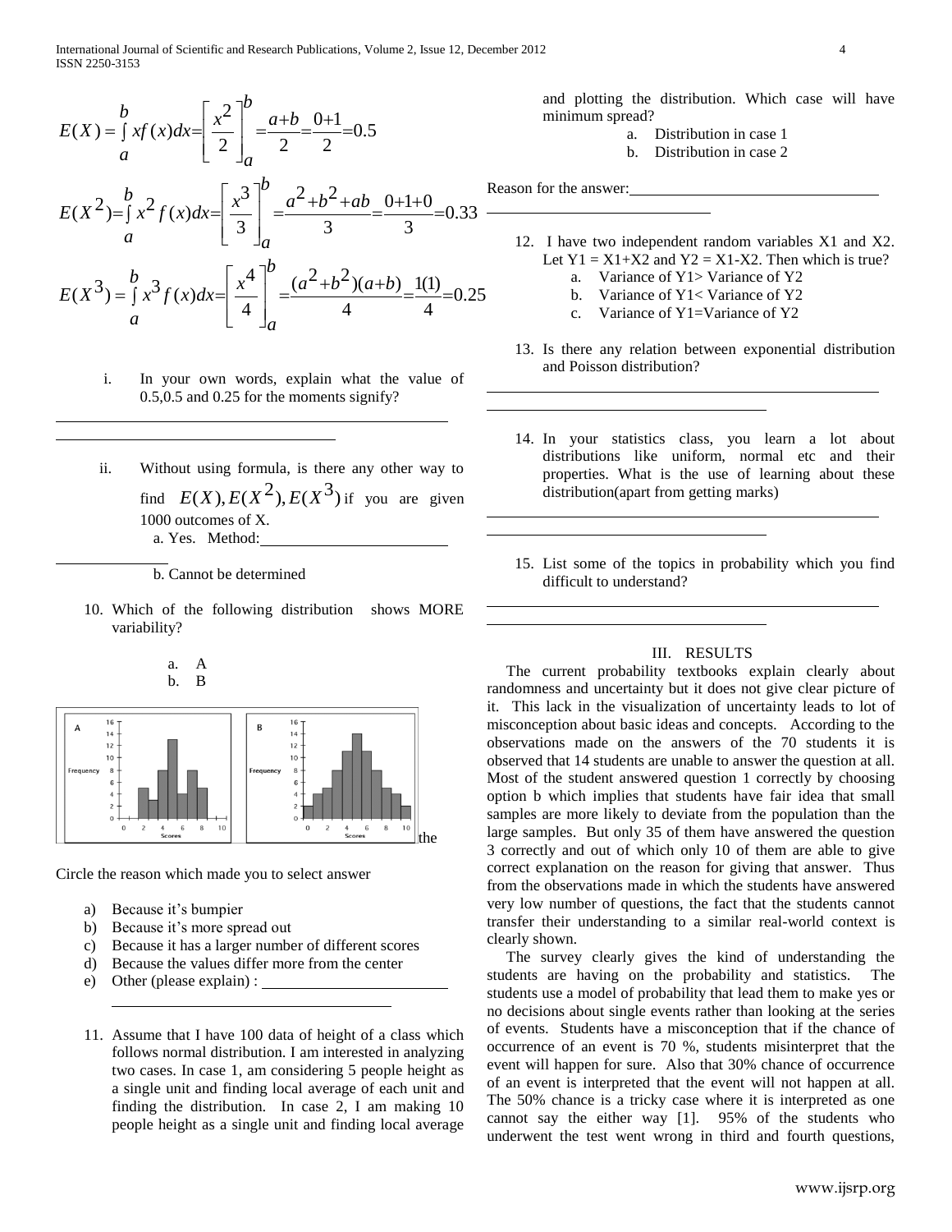$$E(X)=\int_a^b xf(x)dx=\left[\frac{x^2}{2}\right]_a^b=\frac{a+b}{2}=\frac{0+1}{2}=0.5$$

$$E(X^2)=\int_a^b x^2 f(x)dx=\left[\frac{x^3}{3}\right]_a^b=\frac{a^2+b^2+ab}{3}=\frac{0+1+0}{3}=0.33$$

$$E(X^3)=\int_a^b x^3 f(x)dx=\left[\frac{x^4}{4}\right]_a^b=\frac{(a^2+b^2)(a+b)}{4}=\frac{1(1)}{4}=0.25$$

i. In your own words, explain what the value of 0.5,0.5 and 0.25 for the moments signify?

______________________________________________

ii. Without using formula, is there any other way to find $E(X), E(X^2), E(X^3)$ if you are given 1000 outcomes of X.

a. Yes. Method:______________________

b. Cannot be determined

10. Which of the following distribution shows MORE variability?

a. A
b. B

the

Circle the reason which made you to select answer

a) Because it's bumpier
b) Because it's more spread out
c) Because it has a larger number of different scores
d) Because the values differ more from the center
e) Other (please explain) : ______________________

11. Assume that I have 100 data of height of a class which follows normal distribution. I am interested in analyzing two cases. In case 1, am considering 5 people height as a single unit and finding local average of each unit and finding the distribution. In case 2, I am making 10 people height as a single unit and finding local average and plotting the distribution. Which case will have minimum spread?

a. Distribution in case 1
b. Distribution in case 2

Reason for the answer:______________________

12. I have two independent random variables X1 and X2. Let Y1 = X1+X2 and Y2 = X1-X2. Then which is true?

a. Variance of Y1> Variance of Y2
b. Variance of Y1< Variance of Y2
c. Variance of Y1=Variance of Y2

13. Is there any relation between exponential distribution and Poisson distribution?

______________________________________________

14. In your statistics class, you learn a lot about distributions like uniform, normal etc and their properties. What is the use of learning about these distribution(apart from getting marks)

______________________________________________

15. List some of the topics in probability which you find difficult to understand?

______________________________________________

## III. RESULTS

The current probability textbooks explain clearly about randomness and uncertainty but it does not give clear picture of it. This lack in the visualization of uncertainty leads to lot of misconception about basic ideas and concepts. According to the observations made on the answers of the 70 students it is observed that 14 students are unable to answer the question at all. Most of the student answered question 1 correctly by choosing option b which implies that students have fair idea that small samples are more likely to deviate from the population than the large samples. But only 35 of them have answered the question 3 correctly and out of which only 10 of them are able to give correct explanation on the reason for giving that answer. Thus from the observations made in which the students have answered very low number of questions, the fact that the students cannot transfer their understanding to a similar real-world context is clearly shown.

The survey clearly gives the kind of understanding the students are having on the probability and statistics. The students use a model of probability that lead them to make yes or no decisions about single events rather than looking at the series of events. Students have a misconception that if the chance of occurrence of an event is 70 %, students misinterpret that the event will happen for sure. Also that 30% chance of occurrence of an event is interpreted that the event will not happen at all. The 50% chance is a tricky case where it is interpreted as one cannot say the either way [1]. 95% of the students who underwent the test went wrong in third and fourth questions,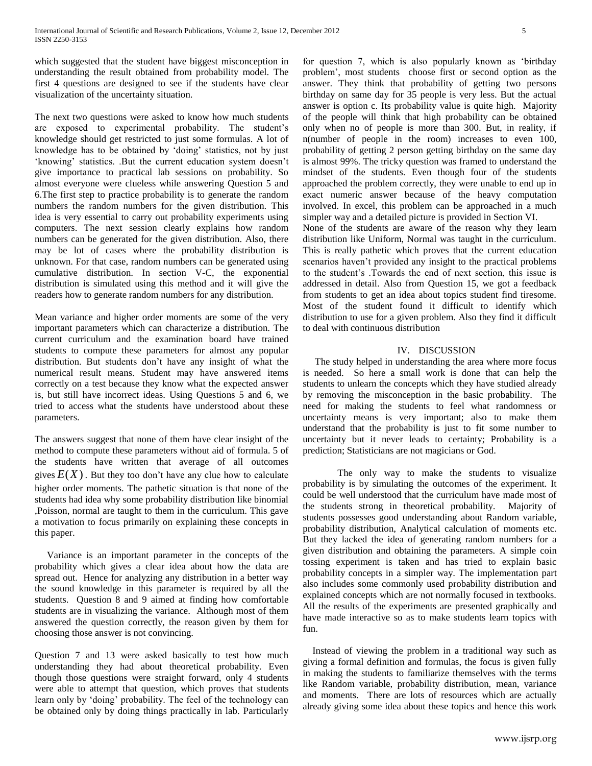which suggested that the student have biggest misconception in understanding the result obtained from probability model. The first 4 questions are designed to see if the students have clear visualization of the uncertainty situation.

The next two questions were asked to know how much students are exposed to experimental probability. The student's knowledge should get restricted to just some formulas. A lot of knowledge has to be obtained by 'doing' statistics, not by just 'knowing' statistics. .But the current education system doesn't give importance to practical lab sessions on probability. So almost everyone were clueless while answering Question 5 and 6.The first step to practice probability is to generate the random numbers the random numbers for the given distribution. This idea is very essential to carry out probability experiments using computers. The next session clearly explains how random numbers can be generated for the given distribution. Also, there may be lot of cases where the probability distribution is unknown. For that case, random numbers can be generated using cumulative distribution. In section V-C, the exponential distribution is simulated using this method and it will give the readers how to generate random numbers for any distribution.

Mean variance and higher order moments are some of the very important parameters which can characterize a distribution. The current curriculum and the examination board have trained students to compute these parameters for almost any popular distribution. But students don't have any insight of what the numerical result means. Student may have answered items correctly on a test because they know what the expected answer is, but still have incorrect ideas. Using Questions 5 and 6, we tried to access what the students have understood about these parameters.

The answers suggest that none of them have clear insight of the method to compute these parameters without aid of formula. 5 of the students have written that average of all outcomes gives $E(X)$. But they too don't have any clue how to calculate higher order moments. The pathetic situation is that none of the students had idea why some probability distribution like binomial ,Poisson, normal are taught to them in the curriculum. This gave a motivation to focus primarily on explaining these concepts in this paper.

Variance is an important parameter in the concepts of the probability which gives a clear idea about how the data are spread out. Hence for analyzing any distribution in a better way the sound knowledge in this parameter is required by all the students. Question 8 and 9 aimed at finding how comfortable students are in visualizing the variance. Although most of them answered the question correctly, the reason given by them for choosing those answer is not convincing.

Question 7 and 13 were asked basically to test how much understanding they had about theoretical probability. Even though those questions were straight forward, only 4 students were able to attempt that question, which proves that students learn only by 'doing' probability. The feel of the technology can be obtained only by doing things practically in lab. Particularly for question 7, which is also popularly known as 'birthday problem', most students choose first or second option as the answer. They think that probability of getting two persons birthday on same day for 35 people is very less. But the actual answer is option c. Its probability value is quite high. Majority of the people will think that high probability can be obtained only when no of people is more than 300. But, in reality, if n(number of people in the room) increases to even 100, probability of getting 2 person getting birthday on the same day is almost 99%. The tricky question was framed to understand the mindset of the students. Even though four of the students approached the problem correctly, they were unable to end up in exact numeric answer because of the heavy computation involved. In excel, this problem can be approached in a much simpler way and a detailed picture is provided in Section VI.
None of the students are aware of the reason why they learn distribution like Uniform, Normal was taught in the curriculum. This is really pathetic which proves that the current education scenarios haven't provided any insight to the practical problems to the student's .Towards the end of next section, this issue is addressed in detail. Also from Question 15, we got a feedback from students to get an idea about topics student find tiresome. Most of the student found it difficult to identify which distribution to use for a given problem. Also they find it difficult to deal with continuous distribution

## IV. DISCUSSION

The study helped in understanding the area where more focus is needed. So here a small work is done that can help the students to unlearn the concepts which they have studied already by removing the misconception in the basic probability. The need for making the students to feel what randomness or uncertainty means is very important; also to make them understand that the probability is just to fit some number to uncertainty but it never leads to certainty; Probability is a prediction; Statisticians are not magicians or God.

The only way to make the students to visualize probability is by simulating the outcomes of the experiment. It could be well understood that the curriculum have made most of the students strong in theoretical probability. Majority of students possesses good understanding about Random variable, probability distribution, Analytical calculation of moments etc. But they lacked the idea of generating random numbers for a given distribution and obtaining the parameters. A simple coin tossing experiment is taken and has tried to explain basic probability concepts in a simpler way. The implementation part also includes some commonly used probability distribution and explained concepts which are not normally focused in textbooks. All the results of the experiments are presented graphically and have made interactive so as to make students learn topics with fun.

Instead of viewing the problem in a traditional way such as giving a formal definition and formulas, the focus is given fully in making the students to familiarize themselves with the terms like Random variable, probability distribution, mean, variance and moments. There are lots of resources which are actually already giving some idea about these topics and hence this work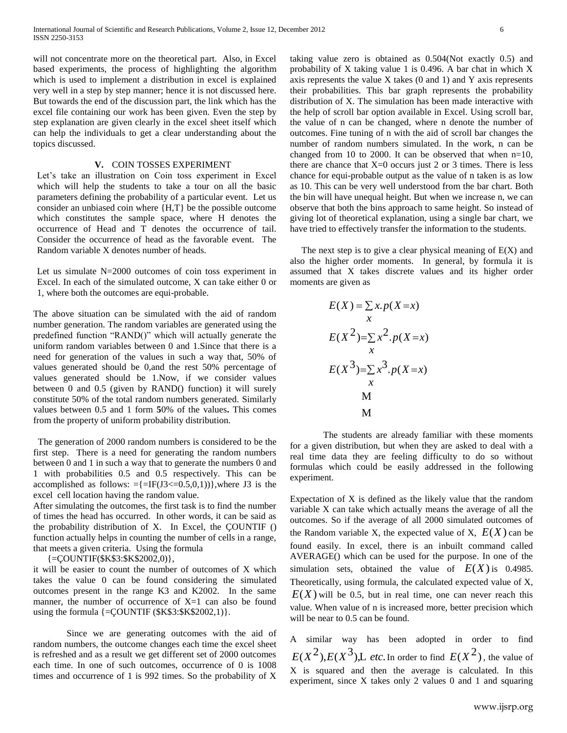will not concentrate more on the theoretical part. Also, in Excel based experiments, the process of highlighting the algorithm which is used to implement a distribution in excel is explained very well in a step by step manner; hence it is not discussed here. But towards the end of the discussion part, the link which has the excel file containing our work has been given. Even the step by step explanation are given clearly in the excel sheet itself which can help the individuals to get a clear understanding about the topics discussed.

## V. COIN TOSSES EXPERIMENT

Let's take an illustration on Coin toss experiment in Excel which will help the students to take a tour on all the basic parameters defining the probability of a particular event. Let us consider an unbiased coin where {H,T} be the possible outcome which constitutes the sample space, where H denotes the occurrence of Head and T denotes the occurrence of tail. Consider the occurrence of head as the favorable event. The Random variable X denotes number of heads.

Let us simulate N=2000 outcomes of coin toss experiment in Excel. In each of the simulated outcome, X can take either 0 or 1, where both the outcomes are equi-probable.

The above situation can be simulated with the aid of random number generation. The random variables are generated using the predefined function "RAND()" which will actually generate the uniform random variables between 0 and 1.Since that there is a need for generation of the values in such a way that, 50% of values generated should be 0,and the rest 50% percentage of values generated should be 1.Now, if we consider values between 0 and 0.5 (given by RAND() function) it will surely constitute 50% of the total random numbers generated. Similarly values between 0.5 and 1 form **5**0% of the values**.** This comes from the property of uniform probability distribution.

The generation of 2000 random numbers is considered to be the first step. There is a need for generating the random numbers between 0 and 1 in such a way that to generate the numbers 0 and 1 with probabilities 0.5 and 0.5 respectively. This can be accomplished as follows: ={=IF(J3<=0.5,0,1))},where J3 is the excel cell location having the random value.

After simulating the outcomes, the first task is to find the number of times the head has occurred. In other words, it can be said as the probability distribution of X. In Excel, the ÇOUNTIF () function actually helps in counting the number of cells in a range, that meets a given criteria. Using the formula

{=ÇOUNTIF($K$3:$K$2002,0)},

it will be easier to count the number of outcomes of X which takes the value 0 can be found considering the simulated outcomes present in the range K3 and K2002. In the same manner, the number of occurrence of X=1 can also be found using the formula {=ÇOUNTIF ($K$3:$K$2002,1)}.

Since we are generating outcomes with the aid of random numbers, the outcome changes each time the excel sheet is refreshed and as a result we get different set of 2000 outcomes each time. In one of such outcomes, occurrence of 0 is 1008 times and occurrence of 1 is 992 times. So the probability of X taking value zero is obtained as 0.504(Not exactly 0.5) and probability of X taking value 1 is 0.496. A bar chat in which X axis represents the value X takes (0 and 1) and Y axis represents their probabilities. This bar graph represents the probability distribution of X. The simulation has been made interactive with the help of scroll bar option available in Excel. Using scroll bar, the value of n can be changed, where n denote the number of outcomes. Fine tuning of n with the aid of scroll bar changes the number of random numbers simulated. In the work, n can be changed from 10 to 2000. It can be observed that when n=10, there are chance that X=0 occurs just 2 or 3 times. There is less chance for equi-probable output as the value of n taken is as low as 10. This can be very well understood from the bar chart. Both the bin will have unequal height. But when we increase n, we can observe that both the bins approach to same height. So instead of giving lot of theoretical explanation, using a single bar chart, we have tried to effectively transfer the information to the students.

The next step is to give a clear physical meaning of E(X) and also the higher order moments. In general, by formula it is assumed that X takes discrete values and its higher order moments are given as

$$E(X) = \sum_x x.p(X=x)$$

$$E(X^2) = \sum_x x^2.p(X=x)$$

$$E(X^3) = \sum_x x^3.p(X=x)$$

$$\vdots$$

$$\vdots$$

The students are already familiar with these moments for a given distribution, but when they are asked to deal with a real time data they are feeling difficulty to do so without formulas which could be easily addressed in the following experiment.

Expectation of X is defined as the likely value that the random variable X can take which actually means the average of all the outcomes. So if the average of all 2000 simulated outcomes of the Random variable X, the expected value of X, $E(X)$ can be found easily. In excel, there is an inbuilt command called AVERAGE() which can be used for the purpose. In one of the simulation sets, obtained the value of $E(X)$ is 0.4985. Theoretically, using formula, the calculated expected value of X, $E(X)$ will be 0.5, but in real time, one can never reach this value. When value of n is increased more, better precision which will be near to 0.5 can be found.

A similar way has been adopted in order to find $E(X^2), E(X^3), \ldots$ *etc.* In order to find $E(X^2)$, the value of X is squared and then the average is calculated. In this experiment, since X takes only 2 values 0 and 1 and squaring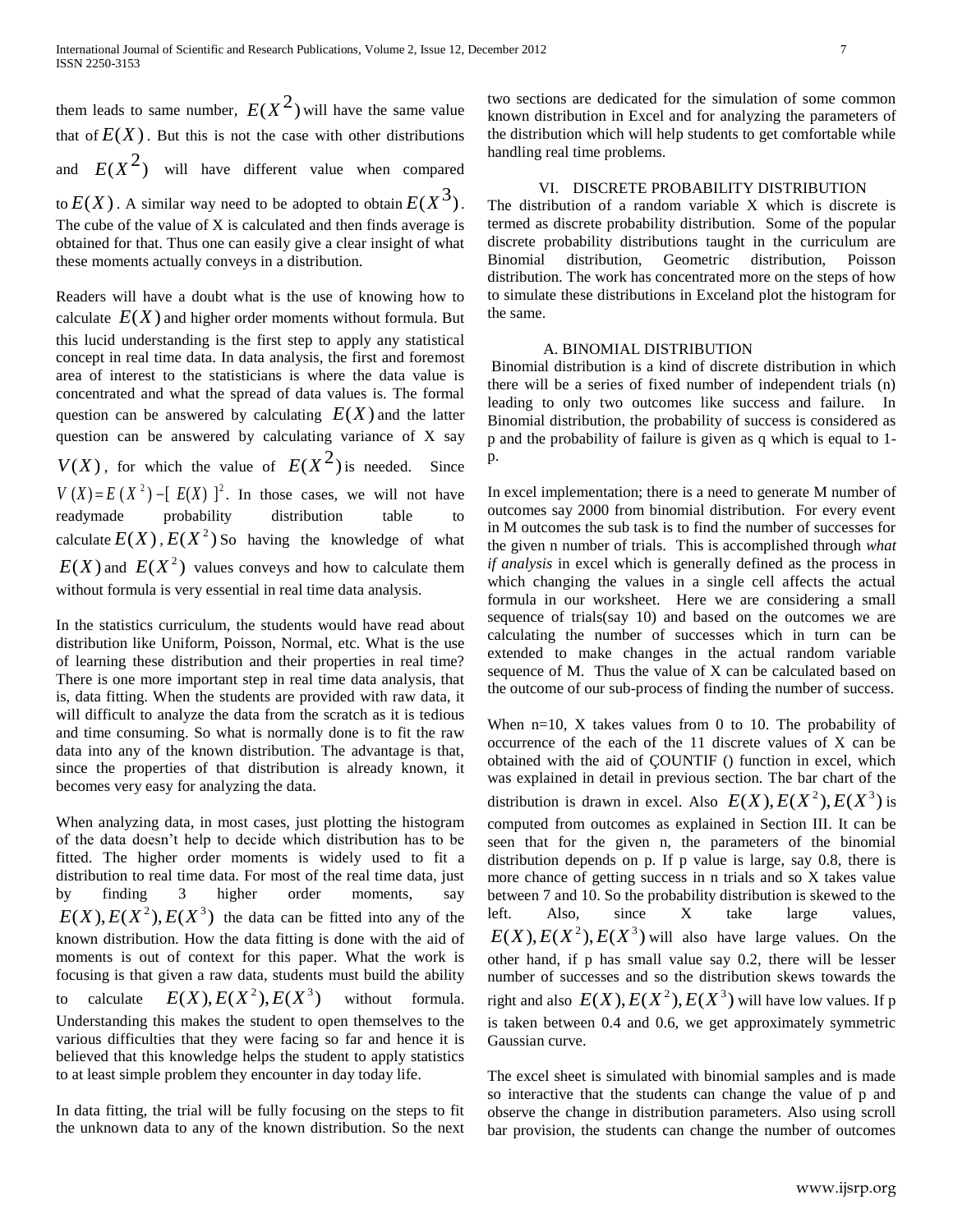them leads to same number, $E(X^2)$ will have the same value that of $E(X)$. But this is not the case with other distributions and $E(X^2)$ will have different value when compared to $E(X)$. A similar way need to be adopted to obtain $E(X^3)$. The cube of the value of X is calculated and then finds average is obtained for that. Thus one can easily give a clear insight of what these moments actually conveys in a distribution.

Readers will have a doubt what is the use of knowing how to calculate $E(X)$ and higher order moments without formula. But this lucid understanding is the first step to apply any statistical concept in real time data. In data analysis, the first and foremost area of interest to the statisticians is where the data value is concentrated and what the spread of data values is. The formal question can be answered by calculating $E(X)$ and the latter question can be answered by calculating variance of X say $V(X)$, for which the value of $E(X^2)$ is needed. Since $V(X) = E(X^2) - [E(X)]^2$. In those cases, we will not have readymade probability distribution table to calculate $E(X)$, $E(X^2)$ So having the knowledge of what $E(X)$ and $E(X^2)$ values conveys and how to calculate them without formula is very essential in real time data analysis.

In the statistics curriculum, the students would have read about distribution like Uniform, Poisson, Normal, etc. What is the use of learning these distribution and their properties in real time? There is one more important step in real time data analysis, that is, data fitting. When the students are provided with raw data, it will difficult to analyze the data from the scratch as it is tedious and time consuming. So what is normally done is to fit the raw data into any of the known distribution. The advantage is that, since the properties of that distribution is already known, it becomes very easy for analyzing the data.

When analyzing data, in most cases, just plotting the histogram of the data doesn't help to decide which distribution has to be fitted. The higher order moments is widely used to fit a distribution to real time data. For most of the real time data, just by finding 3 higher order moments, say $E(X), E(X^2), E(X^3)$ the data can be fitted into any of the known distribution. How the data fitting is done with the aid of moments is out of context for this paper. What the work is focusing is that given a raw data, students must build the ability to calculate $E(X), E(X^2), E(X^3)$ without formula. Understanding this makes the student to open themselves to the various difficulties that they were facing so far and hence it is believed that this knowledge helps the student to apply statistics to at least simple problem they encounter in day today life.

In data fitting, the trial will be fully focusing on the steps to fit the unknown data to any of the known distribution. So the next two sections are dedicated for the simulation of some common known distribution in Excel and for analyzing the parameters of the distribution which will help students to get comfortable while handling real time problems.

## VI. DISCRETE PROBABILITY DISTRIBUTION

The distribution of a random variable X which is discrete is termed as discrete probability distribution. Some of the popular discrete probability distributions taught in the curriculum are Binomial distribution, Geometric distribution, Poisson distribution. The work has concentrated more on the steps of how to simulate these distributions in Exceland plot the histogram for the same.

### A. BINOMIAL DISTRIBUTION

Binomial distribution is a kind of discrete distribution in which there will be a series of fixed number of independent trials (n) leading to only two outcomes like success and failure. In Binomial distribution, the probability of success is considered as p and the probability of failure is given as q which is equal to 1-p.

In excel implementation; there is a need to generate M number of outcomes say 2000 from binomial distribution. For every event in M outcomes the sub task is to find the number of successes for the given n number of trials. This is accomplished through *what if analysis* in excel which is generally defined as the process in which changing the values in a single cell affects the actual formula in our worksheet. Here we are considering a small sequence of trials(say 10) and based on the outcomes we are calculating the number of successes which in turn can be extended to make changes in the actual random variable sequence of M. Thus the value of X can be calculated based on the outcome of our sub-process of finding the number of success.

When n=10, X takes values from 0 to 10. The probability of occurrence of the each of the 11 discrete values of X can be obtained with the aid of ÇOUNTIF () function in excel, which was explained in detail in previous section. The bar chart of the distribution is drawn in excel. Also $E(X), E(X^2), E(X^3)$ is computed from outcomes as explained in Section III. It can be seen that for the given n, the parameters of the binomial distribution depends on p. If p value is large, say 0.8, there is more chance of getting success in n trials and so X takes value between 7 and 10. So the probability distribution is skewed to the left. Also, since X take large values, $E(X), E(X^2), E(X^3)$ will also have large values. On the other hand, if p has small value say 0.2, there will be lesser number of successes and so the distribution skews towards the right and also $E(X), E(X^2), E(X^3)$ will have low values. If p is taken between 0.4 and 0.6, we get approximately symmetric Gaussian curve.

The excel sheet is simulated with binomial samples and is made so interactive that the students can change the value of p and observe the change in distribution parameters. Also using scroll bar provision, the students can change the number of outcomes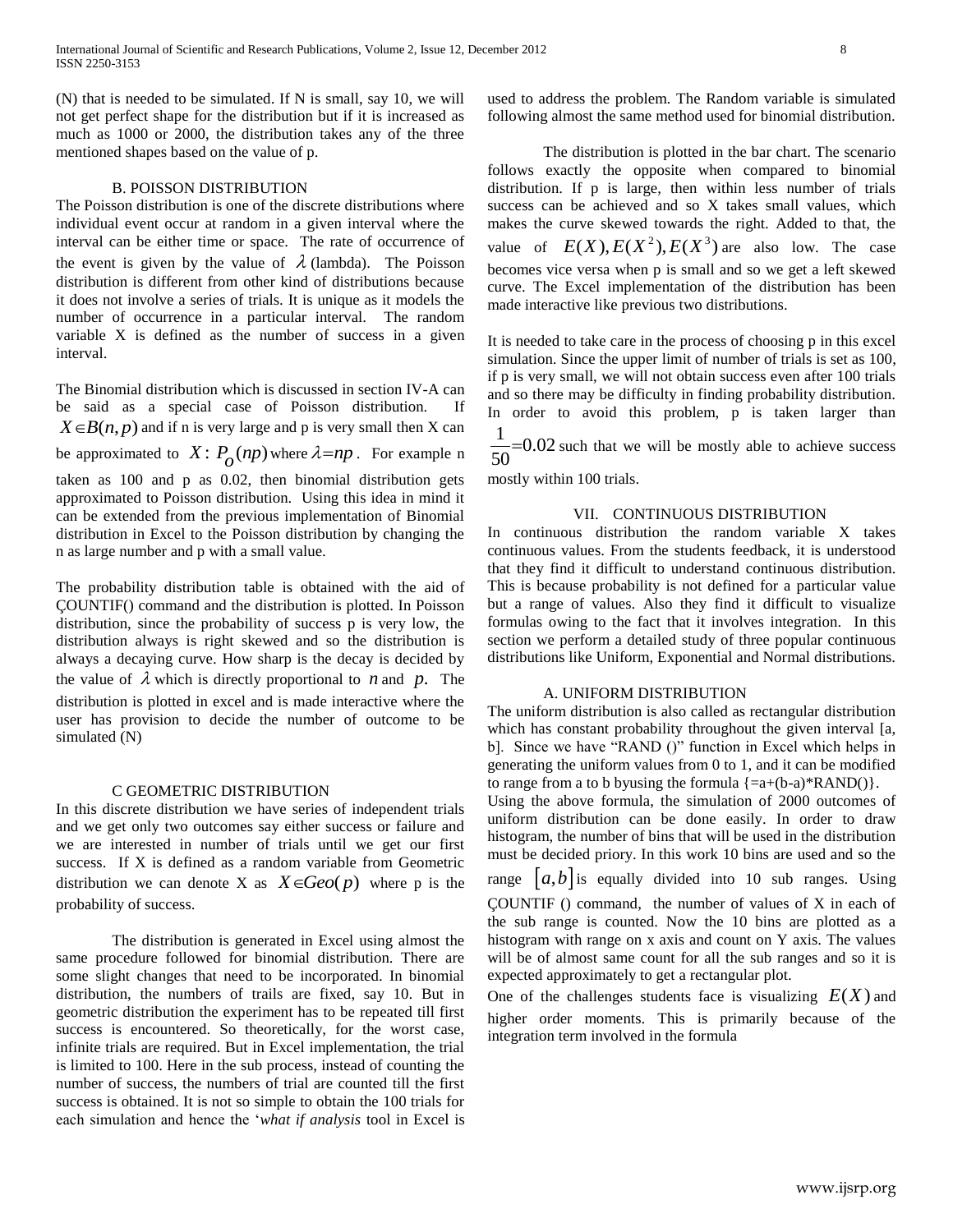(N) that is needed to be simulated. If N is small, say 10, we will not get perfect shape for the distribution but if it is increased as much as 1000 or 2000, the distribution takes any of the three mentioned shapes based on the value of p.

### B. POISSON DISTRIBUTION

The Poisson distribution is one of the discrete distributions where individual event occur at random in a given interval where the interval can be either time or space. The rate of occurrence of the event is given by the value of $\lambda$ (lambda). The Poisson distribution is different from other kind of distributions because it does not involve a series of trials. It is unique as it models the number of occurrence in a particular interval. The random variable X is defined as the number of success in a given interval.

The Binomial distribution which is discussed in section IV-A can be said as a special case of Poisson distribution. If $X \in B(n,p)$ and if n is very large and p is very small then X can be approximated to $X : P_o(np)$ where $\lambda = np$. For example n taken as 100 and p as 0.02, then binomial distribution gets approximated to Poisson distribution. Using this idea in mind it can be extended from the previous implementation of Binomial distribution in Excel to the Poisson distribution by changing the n as large number and p with a small value.

The probability distribution table is obtained with the aid of ÇOUNTIF() command and the distribution is plotted. In Poisson distribution, since the probability of success p is very low, the distribution always is right skewed and so the distribution is always a decaying curve. How sharp is the decay is decided by the value of $\lambda$ which is directly proportional to $n$ and $p$. The distribution is plotted in excel and is made interactive where the user has provision to decide the number of outcome to be simulated (N)

### C GEOMETRIC DISTRIBUTION

In this discrete distribution we have series of independent trials and we get only two outcomes say either success or failure and we are interested in number of trials until we get our first success. If X is defined as a random variable from Geometric distribution we can denote X as $X \in Geo(p)$ where p is the probability of success.

The distribution is generated in Excel using almost the same procedure followed for binomial distribution. There are some slight changes that need to be incorporated. In binomial distribution, the numbers of trails are fixed, say 10. But in geometric distribution the experiment has to be repeated till first success is encountered. So theoretically, for the worst case, infinite trials are required. But in Excel implementation, the trial is limited to 100. Here in the sub process, instead of counting the number of success, the numbers of trial are counted till the first success is obtained. It is not so simple to obtain the 100 trials for each simulation and hence the '*what if analysis* tool in Excel is used to address the problem. The Random variable is simulated following almost the same method used for binomial distribution.

The distribution is plotted in the bar chart. The scenario follows exactly the opposite when compared to binomial distribution. If p is large, then within less number of trials success can be achieved and so X takes small values, which makes the curve skewed towards the right. Added to that, the value of $E(X), E(X^2), E(X^3)$ are also low. The case becomes vice versa when p is small and so we get a left skewed curve. The Excel implementation of the distribution has been made interactive like previous two distributions.

It is needed to take care in the process of choosing p in this excel simulation. Since the upper limit of number of trials is set as 100, if p is very small, we will not obtain success even after 100 trials and so there may be difficulty in finding probability distribution. In order to avoid this problem, p is taken larger than $\frac{1}{50} = 0.02$ such that we will be mostly able to achieve success mostly within 100 trials.

## VII. CONTINUOUS DISTRIBUTION

In continuous distribution the random variable X takes continuous values. From the students feedback, it is understood that they find it difficult to understand continuous distribution. This is because probability is not defined for a particular value but a range of values. Also they find it difficult to visualize formulas owing to the fact that it involves integration. In this section we perform a detailed study of three popular continuous distributions like Uniform, Exponential and Normal distributions.

### A. UNIFORM DISTRIBUTION

The uniform distribution is also called as rectangular distribution which has constant probability throughout the given interval [a, b]. Since we have "RAND ()" function in Excel which helps in generating the uniform values from 0 to 1, and it can be modified to range from a to b byusing the formula {=a+(b-a)*RAND()}.

Using the above formula, the simulation of 2000 outcomes of uniform distribution can be done easily. In order to draw histogram, the number of bins that will be used in the distribution must be decided priory. In this work 10 bins are used and so the range $[a,b]$ is equally divided into 10 sub ranges. Using ÇOUNTIF () command, the number of values of X in each of the sub range is counted. Now the 10 bins are plotted as a histogram with range on x axis and count on Y axis. The values will be of almost same count for all the sub ranges and so it is expected approximately to get a rectangular plot.

One of the challenges students face is visualizing $E(X)$ and higher order moments. This is primarily because of the integration term involved in the formula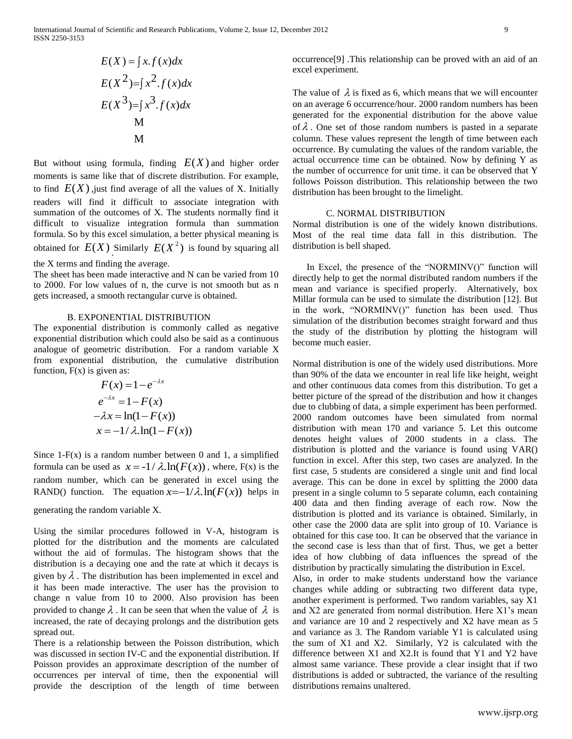$$E(X) = \int x.f(x)dx$$
$$E(X^2) = \int x^2.f(x)dx$$
$$E(X^3) = \int x^3.f(x)dx$$
$$\vdots$$
$$\vdots$$

But without using formula, finding $E(X)$ and higher order moments is same like that of discrete distribution. For example, to find $E(X)$, just find average of all the values of X. Initially readers will find it difficult to associate integration with summation of the outcomes of X. The students normally find it difficult to visualize integration formula than summation formula. So by this excel simulation, a better physical meaning is obtained for $E(X)$. Similarly $E(X^2)$ is found by squaring all the X terms and finding the average.

The sheet has been made interactive and N can be varied from 10 to 2000. For low values of n, the curve is not smooth but as n gets increased, a smooth rectangular curve is obtained.

### B. EXPONENTIAL DISTRIBUTION

The exponential distribution is commonly called as negative exponential distribution which could also be said as a continuous analogue of geometric distribution. For a random variable X from exponential distribution, the cumulative distribution function, F(x) is given as:

$$F(x) = 1 - e^{-\lambda x}$$
$$e^{-\lambda x} = 1 - F(x)$$
$$-\lambda x = \ln(1 - F(x))$$
$$x = -1/\lambda.\ln(1 - F(x))$$

Since 1-F(x) is a random number between 0 and 1, a simplified formula can be used as $x = -1/\lambda.\ln(F(x))$, where, F(x) is the random number, which can be generated in excel using the RAND() function. The equation $x = -1/\lambda.\ln(F(x))$ helps in generating the random variable X.

Using the similar procedures followed in V-A, histogram is plotted for the distribution and the moments are calculated without the aid of formulas. The histogram shows that the distribution is a decaying one and the rate at which it decays is given by $\lambda$. The distribution has been implemented in excel and it has been made interactive. The user has the provision to change n value from 10 to 2000. Also provision has been provided to change $\lambda$. It can be seen that when the value of $\lambda$ is increased, the rate of decaying prolongs and the distribution gets spread out.

There is a relationship between the Poisson distribution, which was discussed in section IV-C and the exponential distribution. If Poisson provides an approximate description of the number of occurrences per interval of time, then the exponential will provide the description of the length of time between occurrence[9] .This relationship can be proved with an aid of an excel experiment.

The value of $\lambda$ is fixed as 6, which means that we will encounter on an average 6 occurrence/hour. 2000 random numbers has been generated for the exponential distribution for the above value of $\lambda$. One set of those random numbers is pasted in a separate column. These values represent the length of time between each occurrence. By cumulating the values of the random variable, the actual occurrence time can be obtained. Now by defining Y as the number of occurrence for unit time. it can be observed that Y follows Poisson distribution. This relationship between the two distribution has been brought to the limelight.

### C. NORMAL DISTRIBUTION

Normal distribution is one of the widely known distributions. Most of the real time data fall in this distribution. The distribution is bell shaped.

In Excel, the presence of the "NORMINV()" function will directly help to get the normal distributed random numbers if the mean and variance is specified properly. Alternatively, box Millar formula can be used to simulate the distribution [12]. But in the work, "NORMINV()" function has been used. Thus simulation of the distribution becomes straight forward and thus the study of the distribution by plotting the histogram will become much easier.

Normal distribution is one of the widely used distributions. More than 90% of the data we encounter in real life like height, weight and other continuous data comes from this distribution. To get a better picture of the spread of the distribution and how it changes due to clubbing of data, a simple experiment has been performed. 2000 random outcomes have been simulated from normal distribution with mean 170 and variance 5. Let this outcome denotes height values of 2000 students in a class. The distribution is plotted and the variance is found using VAR() function in excel. After this step, two cases are analyzed. In the first case, 5 students are considered a single unit and find local average. This can be done in excel by splitting the 2000 data present in a single column to 5 separate column, each containing 400 data and then finding average of each row. Now the distribution is plotted and its variance is obtained. Similarly, in other case the 2000 data are split into group of 10. Variance is obtained for this case too. It can be observed that the variance in the second case is less than that of first. Thus, we get a better idea of how clubbing of data influences the spread of the distribution by practically simulating the distribution in Excel.

Also, in order to make students understand how the variance changes while adding or subtracting two different data type, another experiment is performed. Two random variables, say X1 and X2 are generated from normal distribution. Here X1's mean and variance are 10 and 2 respectively and X2 have mean as 5 and variance as 3. The Random variable Y1 is calculated using the sum of X1 and X2. Similarly, Y2 is calculated with the difference between X1 and X2.It is found that Y1 and Y2 have almost same variance. These provide a clear insight that if two distributions is added or subtracted, the variance of the resulting distributions remains unaltered.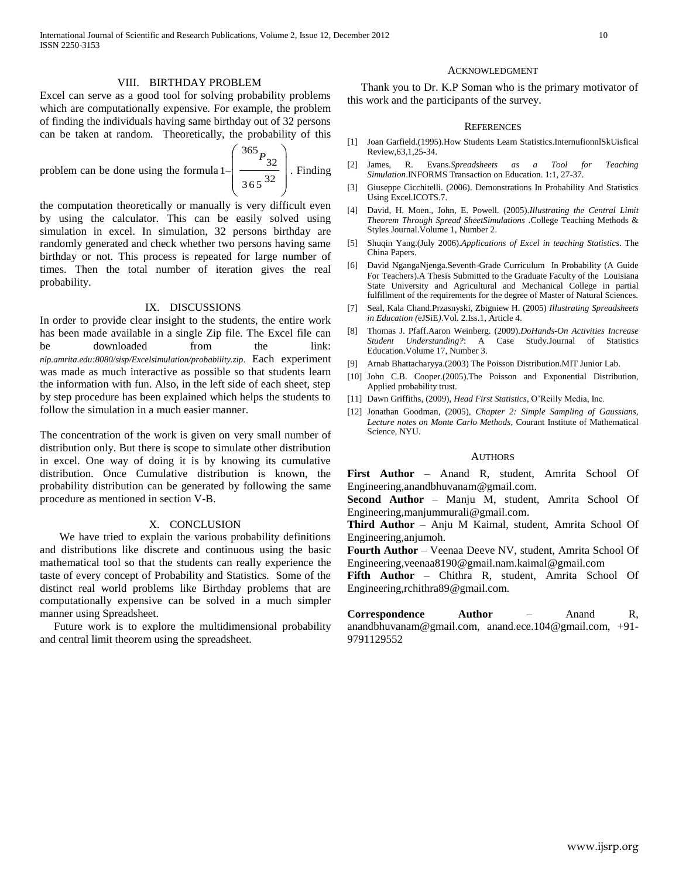## VIII. BIRTHDAY PROBLEM

Excel can serve as a good tool for solving probability problems which are computationally expensive. For example, the problem of finding the individuals having same birthday out of 32 persons can be taken at random. Theoretically, the probability of this problem can be done using the formula $1-\left(\frac{^{365}P_{32}}{365^{32}}\right)$. Finding the computation theoretically or manually is very difficult even by using the calculator. This can be easily solved using simulation in excel. In simulation, 32 persons birthday are randomly generated and check whether two persons having same birthday or not. This process is repeated for large number of times. Then the total number of iteration gives the real probability.

## IX. DISCUSSIONS

In order to provide clear insight to the students, the entire work has been made available in a single Zip file. The Excel file can be downloaded from the link: *nlp.amrita.edu:8080/sisp/Excelsimulation/probability.zip*. Each experiment was made as much interactive as possible so that students learn the information with fun. Also, in the left side of each sheet, step by step procedure has been explained which helps the students to follow the simulation in a much easier manner.

The concentration of the work is given on very small number of distribution only. But there is scope to simulate other distribution in excel. One way of doing it is by knowing its cumulative distribution. Once Cumulative distribution is known, the probability distribution can be generated by following the same procedure as mentioned in section V-B.

## X. CONCLUSION

We have tried to explain the various probability definitions and distributions like discrete and continuous using the basic mathematical tool so that the students can really experience the taste of every concept of Probability and Statistics. Some of the distinct real world problems like Birthday problems that are computationally expensive can be solved in a much simpler manner using Spreadsheet.

Future work is to explore the multidimensional probability and central limit theorem using the spreadsheet.

## ACKNOWLEDGMENT

Thank you to Dr. K.P Soman who is the primary motivator of this work and the participants of the survey.

## REFERENCES

[1] Joan Garfield.(1995).How Students Learn Statistics.InternufionnlSkUisfical Review,63,1,25-34.

[2] James, R. Evans.*Spreadsheets as a Tool for Teaching Simulation*.INFORMS Transaction on Education. 1:1, 27-37.

[3] Giuseppe Cicchitelli. (2006). Demonstrations In Probability And Statistics Using Excel.ICOTS.7.

[4] David, H. Moen., John, E. Powell. (2005).*Illustrating the Central Limit Theorem Through Spread SheetSimulations* .College Teaching Methods & Styles Journal.Volume 1, Number 2.

[5] Shuqin Yang.(July 2006).*Applications of Excel in teaching Statistics*. The China Papers.

[6] David NgangaNjenga.Seventh-Grade Curriculum In Probability (A Guide For Teachers).A Thesis Submitted to the Graduate Faculty of the Louisiana State University and Agricultural and Mechanical College in partial fulfillment of the requirements for the degree of Master of Natural Sciences.

[7] Seal, Kala Chand.Przasnyski, Zbigniew H. (2005) *Illustrating Spreadsheets in Education (*eJSiE*)*.Vol. 2.Iss.1, Article 4.

[8] Thomas J. Pfaff.Aaron Weinberg. (2009).*DoHands-On Activities Increase Student Understanding?*: A Case Study.Journal of Statistics Education.Volume 17, Number 3.

[9] Arnab Bhattacharyya.(2003) The Poisson Distribution.MIT Junior Lab.

[10] John C.B. Cooper.(2005).The Poisson and Exponential Distribution, Applied probability trust.

[11] Dawn Griffiths, (2009), *Head First Statistics*, O'Reilly Media, Inc.

[12] Jonathan Goodman, (2005), *Chapter 2: Simple Sampling of Gaussians, Lecture notes on Monte Carlo Methods*, Courant Institute of Mathematical Science, NYU.

## AUTHORS

**First Author** – Anand R, student, Amrita School Of Engineering,anandbhuvanam@gmail.com.

**Second Author** – Manju M, student, Amrita School Of Engineering,manjummurali@gmail.com.

**Third Author** – Anju M Kaimal, student, Amrita School Of Engineering,anjumoh.

**Fourth Author** – Veenaa Deeve NV, student, Amrita School Of Engineering,veenaa8190@gmail.nam.kaimal@gmail.com

**Fifth Author** – Chithra R, student, Amrita School Of Engineering,rchithra89@gmail.com.

**Correspondence Author** – Anand R, anandbhuvanam@gmail.com, anand.ece.104@gmail.com, +91-9791129552